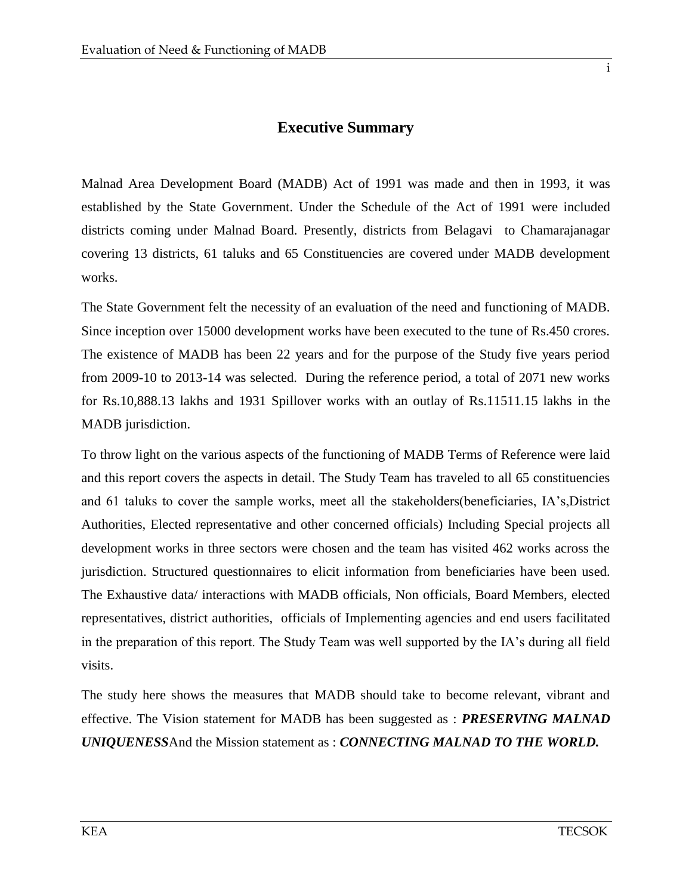# Executive Summary

Malnad Area Development Board (MADB) Act of 1991 was made and then in 1993, it was established by the State Government. Under the Schedule of the Act of 1991 were included districts coming under Malnad Board. Presently, districts from Belagavi to Chamarajanagar covering 13 districts, 61 taluks and 65 Constituencies are covered under MADB development works.

The State Government felt the necessity of an evaluation of the need and functioning of MADB. Since inception over 15000 development works have been executed to the tune of Rs.450 crores. The existence of MADB has been 22 years and for the purpose of the Study five years period from 2009-10 to 2013-14 was selected. During the reference period, a total of 2071 new works for Rs.10,888.13 lakhs and 1931 Spillover works with an outlay of Rs.11511.15 lakhs in the MADB jurisdiction.

To throw light on the various aspects of the functioning of MADB Terms of Reference were laid and this report covers the aspects in detail. The Study Team has traveled to all 65 constituencies and 61 taluks to cover the sample works, meet all the stakeholders(beneficiaries, IA's,District Authorities, Elected representative and other concerned officials) Including Special projects all development works in three sectors were chosen and the team has visited 462 works across the jurisdiction. Structured questionnaires to elicit information from beneficiaries have been used. The Exhaustive data/ interactions with MADB officials, Non officials, Board Members, elected representatives, district authorities, officials of Implementing agencies and end users facilitated in the preparation of this report. The Study Team was well supported by the IA's during all field visits.

The study here shows the measures that MADB should take to become relevant, vibrant and effective. The Vision statement for MADB has been suggested as : ***PRESERVING MALNAD UNIQUENESS***And the Mission statement as : ***CONNECTING MALNAD TO THE WORLD.***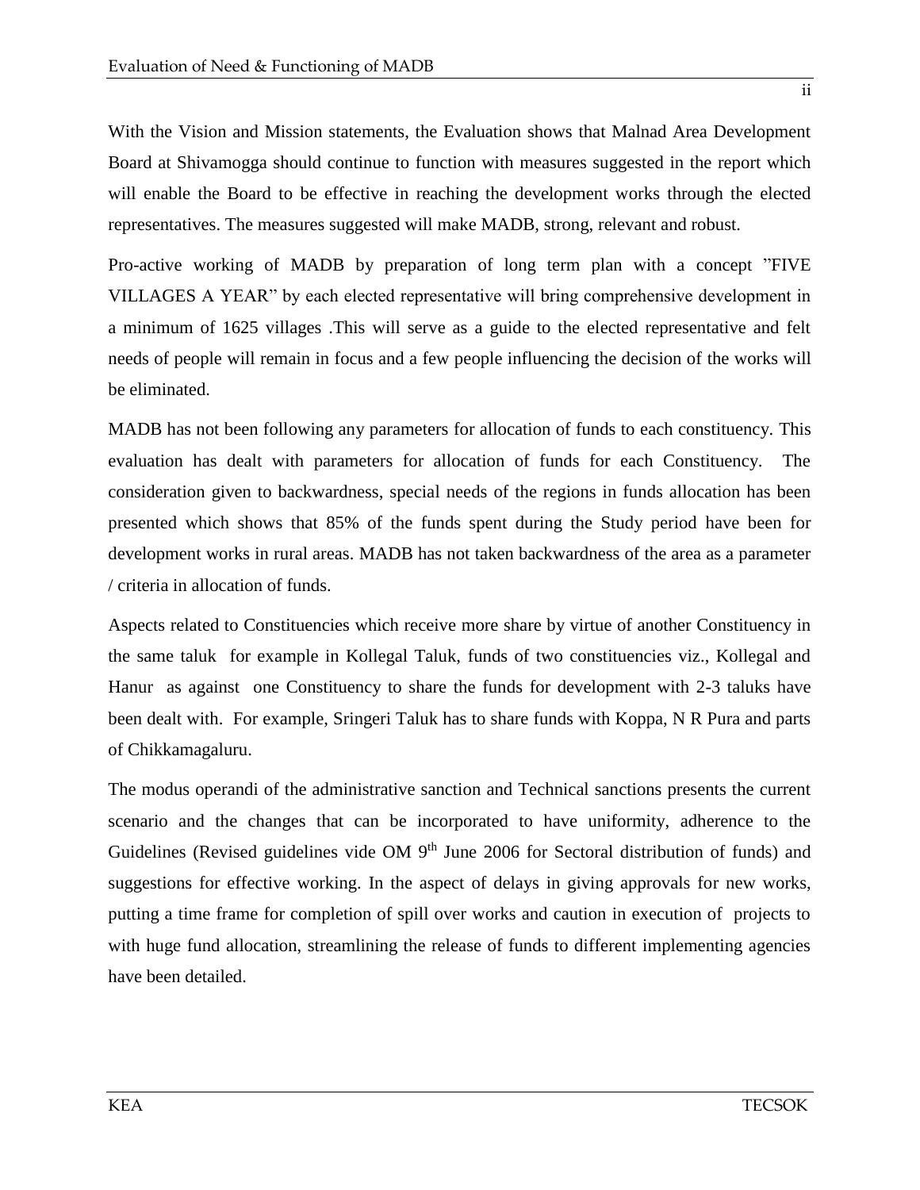With the Vision and Mission statements, the Evaluation shows that Malnad Area Development Board at Shivamogga should continue to function with measures suggested in the report which will enable the Board to be effective in reaching the development works through the elected representatives. The measures suggested will make MADB, strong, relevant and robust.

Pro-active working of MADB by preparation of long term plan with a concept "FIVE VILLAGES A YEAR" by each elected representative will bring comprehensive development in a minimum of 1625 villages .This will serve as a guide to the elected representative and felt needs of people will remain in focus and a few people influencing the decision of the works will be eliminated.

MADB has not been following any parameters for allocation of funds to each constituency. This evaluation has dealt with parameters for allocation of funds for each Constituency. The consideration given to backwardness, special needs of the regions in funds allocation has been presented which shows that 85% of the funds spent during the Study period have been for development works in rural areas. MADB has not taken backwardness of the area as a parameter / criteria in allocation of funds.

Aspects related to Constituencies which receive more share by virtue of another Constituency in the same taluk for example in Kollegal Taluk, funds of two constituencies viz., Kollegal and Hanur as against one Constituency to share the funds for development with 2-3 taluks have been dealt with. For example, Sringeri Taluk has to share funds with Koppa, N R Pura and parts of Chikkamagaluru.

The modus operandi of the administrative sanction and Technical sanctions presents the current scenario and the changes that can be incorporated to have uniformity, adherence to the Guidelines (Revised guidelines vide OM 9th June 2006 for Sectoral distribution of funds) and suggestions for effective working. In the aspect of delays in giving approvals for new works, putting a time frame for completion of spill over works and caution in execution of projects to with huge fund allocation, streamlining the release of funds to different implementing agencies have been detailed.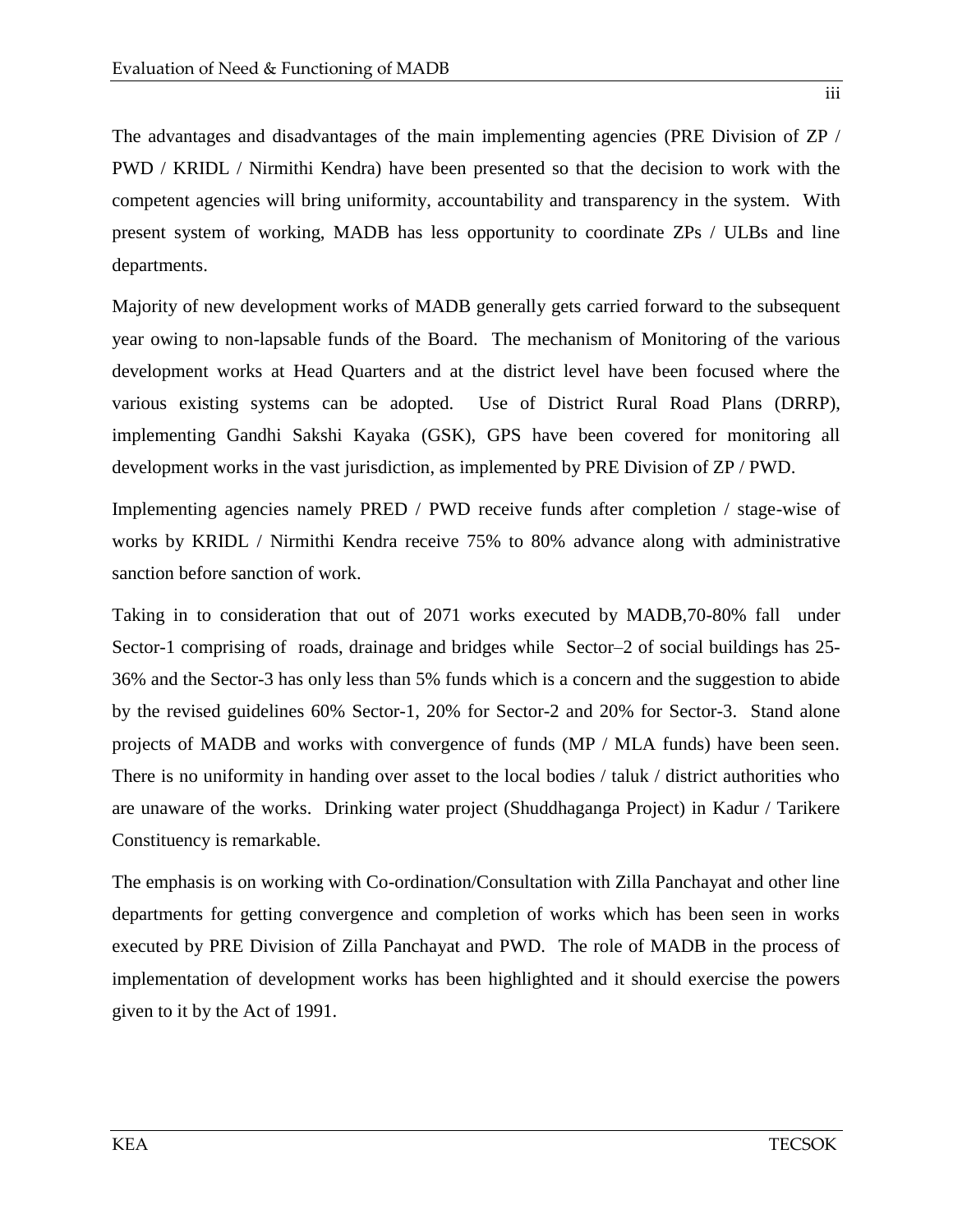The advantages and disadvantages of the main implementing agencies (PRE Division of ZP / PWD / KRIDL / Nirmithi Kendra) have been presented so that the decision to work with the competent agencies will bring uniformity, accountability and transparency in the system. With present system of working, MADB has less opportunity to coordinate ZPs / ULBs and line departments.

Majority of new development works of MADB generally gets carried forward to the subsequent year owing to non-lapsable funds of the Board. The mechanism of Monitoring of the various development works at Head Quarters and at the district level have been focused where the various existing systems can be adopted. Use of District Rural Road Plans (DRRP), implementing Gandhi Sakshi Kayaka (GSK), GPS have been covered for monitoring all development works in the vast jurisdiction, as implemented by PRE Division of ZP / PWD.

Implementing agencies namely PRED / PWD receive funds after completion / stage-wise of works by KRIDL / Nirmithi Kendra receive 75% to 80% advance along with administrative sanction before sanction of work.

Taking in to consideration that out of 2071 works executed by MADB,70-80% fall under Sector-1 comprising of roads, drainage and bridges while Sector–2 of social buildings has 25-36% and the Sector-3 has only less than 5% funds which is a concern and the suggestion to abide by the revised guidelines 60% Sector-1, 20% for Sector-2 and 20% for Sector-3. Stand alone projects of MADB and works with convergence of funds (MP / MLA funds) have been seen. There is no uniformity in handing over asset to the local bodies / taluk / district authorities who are unaware of the works. Drinking water project (Shuddhaganga Project) in Kadur / Tarikere Constituency is remarkable.

The emphasis is on working with Co-ordination/Consultation with Zilla Panchayat and other line departments for getting convergence and completion of works which has been seen in works executed by PRE Division of Zilla Panchayat and PWD. The role of MADB in the process of implementation of development works has been highlighted and it should exercise the powers given to it by the Act of 1991.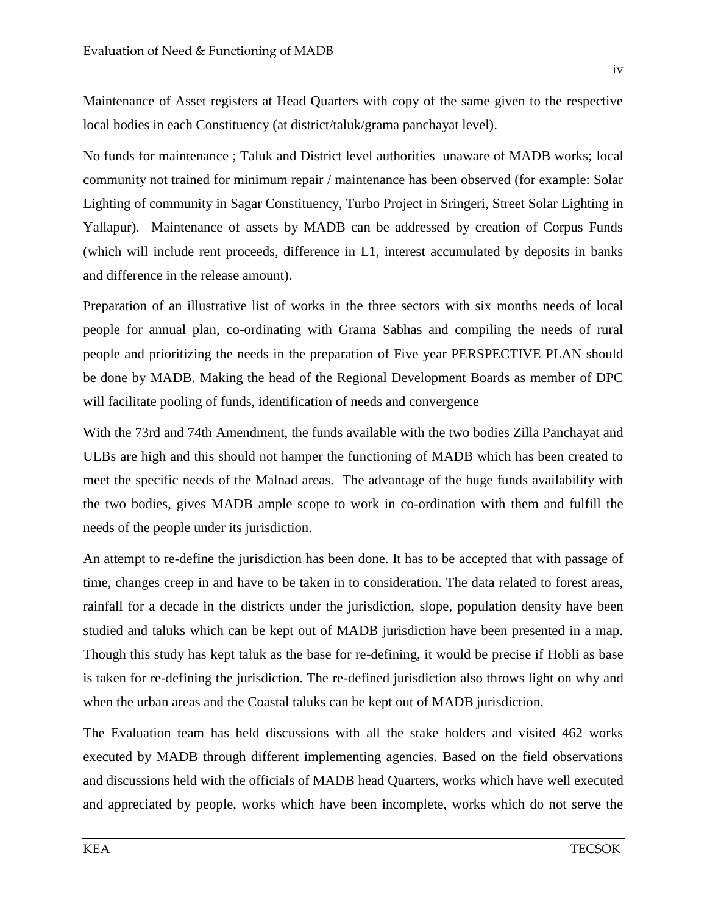Maintenance of Asset registers at Head Quarters with copy of the same given to the respective local bodies in each Constituency (at district/taluk/grama panchayat level).

No funds for maintenance ; Taluk and District level authorities unaware of MADB works; local community not trained for minimum repair / maintenance has been observed (for example: Solar Lighting of community in Sagar Constituency, Turbo Project in Sringeri, Street Solar Lighting in Yallapur). Maintenance of assets by MADB can be addressed by creation of Corpus Funds (which will include rent proceeds, difference in L1, interest accumulated by deposits in banks and difference in the release amount).

Preparation of an illustrative list of works in the three sectors with six months needs of local people for annual plan, co-ordinating with Grama Sabhas and compiling the needs of rural people and prioritizing the needs in the preparation of Five year PERSPECTIVE PLAN should be done by MADB. Making the head of the Regional Development Boards as member of DPC will facilitate pooling of funds, identification of needs and convergence

With the 73rd and 74th Amendment, the funds available with the two bodies Zilla Panchayat and ULBs are high and this should not hamper the functioning of MADB which has been created to meet the specific needs of the Malnad areas. The advantage of the huge funds availability with the two bodies, gives MADB ample scope to work in co-ordination with them and fulfill the needs of the people under its jurisdiction.

An attempt to re-define the jurisdiction has been done. It has to be accepted that with passage of time, changes creep in and have to be taken in to consideration. The data related to forest areas, rainfall for a decade in the districts under the jurisdiction, slope, population density have been studied and taluks which can be kept out of MADB jurisdiction have been presented in a map. Though this study has kept taluk as the base for re-defining, it would be precise if Hobli as base is taken for re-defining the jurisdiction. The re-defined jurisdiction also throws light on why and when the urban areas and the Coastal taluks can be kept out of MADB jurisdiction.

The Evaluation team has held discussions with all the stake holders and visited 462 works executed by MADB through different implementing agencies. Based on the field observations and discussions held with the officials of MADB head Quarters, works which have well executed and appreciated by people, works which have been incomplete, works which do not serve the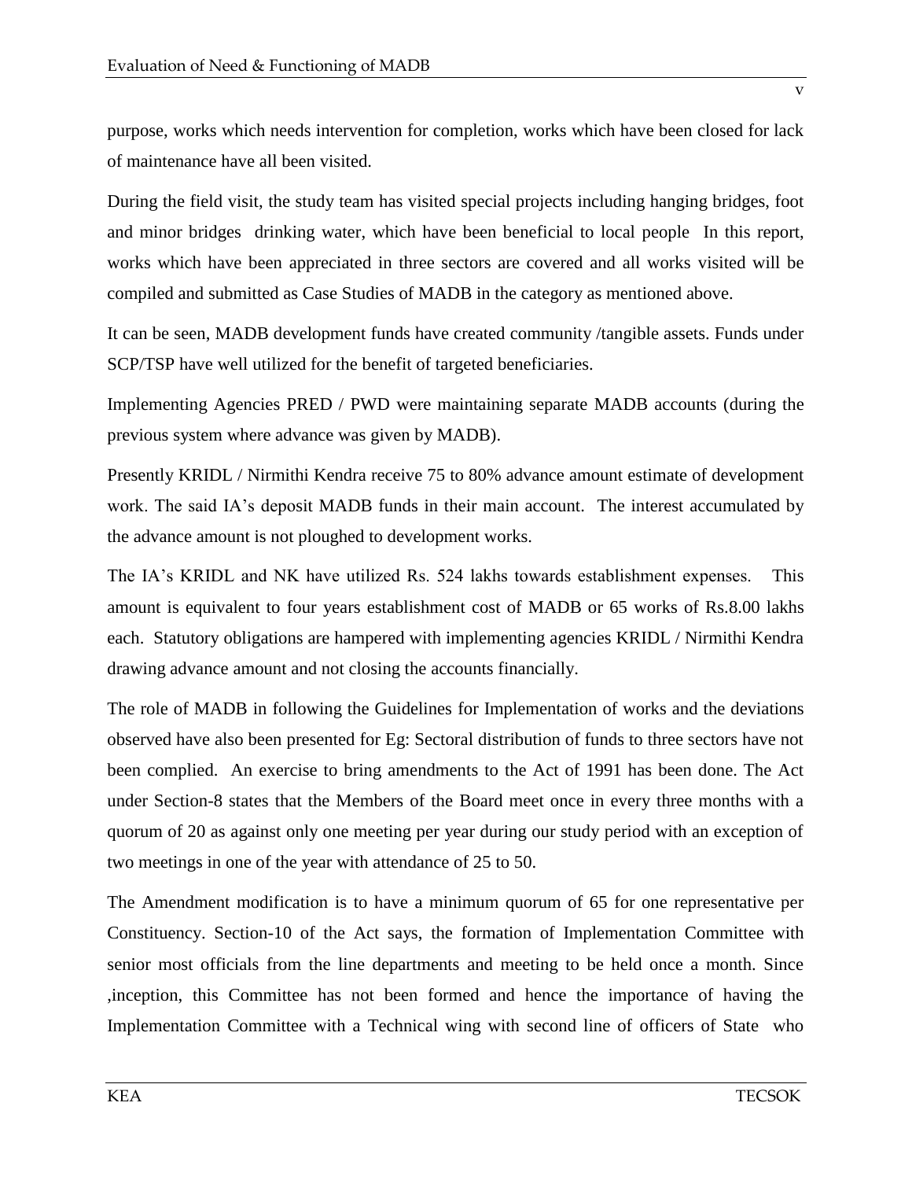purpose, works which needs intervention for completion, works which have been closed for lack of maintenance have all been visited.

During the field visit, the study team has visited special projects including hanging bridges, foot and minor bridges drinking water, which have been beneficial to local people In this report, works which have been appreciated in three sectors are covered and all works visited will be compiled and submitted as Case Studies of MADB in the category as mentioned above.

It can be seen, MADB development funds have created community /tangible assets. Funds under SCP/TSP have well utilized for the benefit of targeted beneficiaries.

Implementing Agencies PRED / PWD were maintaining separate MADB accounts (during the previous system where advance was given by MADB).

Presently KRIDL / Nirmithi Kendra receive 75 to 80% advance amount estimate of development work. The said IA's deposit MADB funds in their main account. The interest accumulated by the advance amount is not ploughed to development works.

The IA's KRIDL and NK have utilized Rs. 524 lakhs towards establishment expenses. This amount is equivalent to four years establishment cost of MADB or 65 works of Rs.8.00 lakhs each. Statutory obligations are hampered with implementing agencies KRIDL / Nirmithi Kendra drawing advance amount and not closing the accounts financially.

The role of MADB in following the Guidelines for Implementation of works and the deviations observed have also been presented for Eg: Sectoral distribution of funds to three sectors have not been complied. An exercise to bring amendments to the Act of 1991 has been done. The Act under Section-8 states that the Members of the Board meet once in every three months with a quorum of 20 as against only one meeting per year during our study period with an exception of two meetings in one of the year with attendance of 25 to 50.

The Amendment modification is to have a minimum quorum of 65 for one representative per Constituency. Section-10 of the Act says, the formation of Implementation Committee with senior most officials from the line departments and meeting to be held once a month. Since ,inception, this Committee has not been formed and hence the importance of having the Implementation Committee with a Technical wing with second line of officers of State who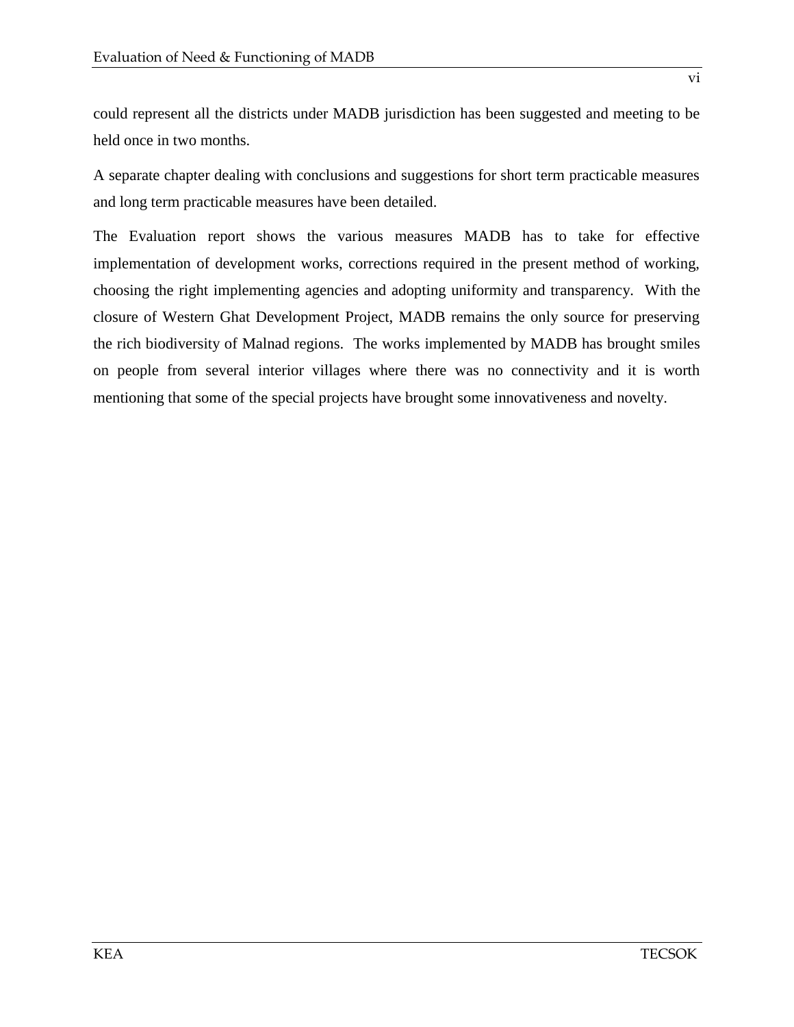could represent all the districts under MADB jurisdiction has been suggested and meeting to be held once in two months.

A separate chapter dealing with conclusions and suggestions for short term practicable measures and long term practicable measures have been detailed.

The Evaluation report shows the various measures MADB has to take for effective implementation of development works, corrections required in the present method of working, choosing the right implementing agencies and adopting uniformity and transparency. With the closure of Western Ghat Development Project, MADB remains the only source for preserving the rich biodiversity of Malnad regions. The works implemented by MADB has brought smiles on people from several interior villages where there was no connectivity and it is worth mentioning that some of the special projects have brought some innovativeness and novelty.